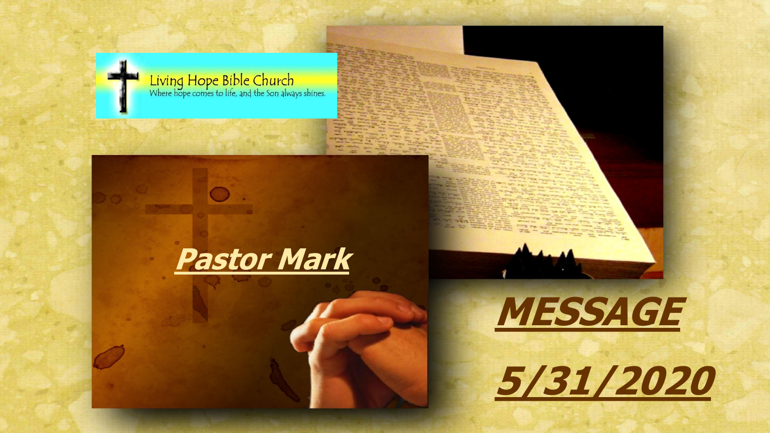Living Hope Bible Church
Where hope comes to life, and the Son always shines.

***Pastor Mark***

# ***MESSAGE***

# ***5/31/2020***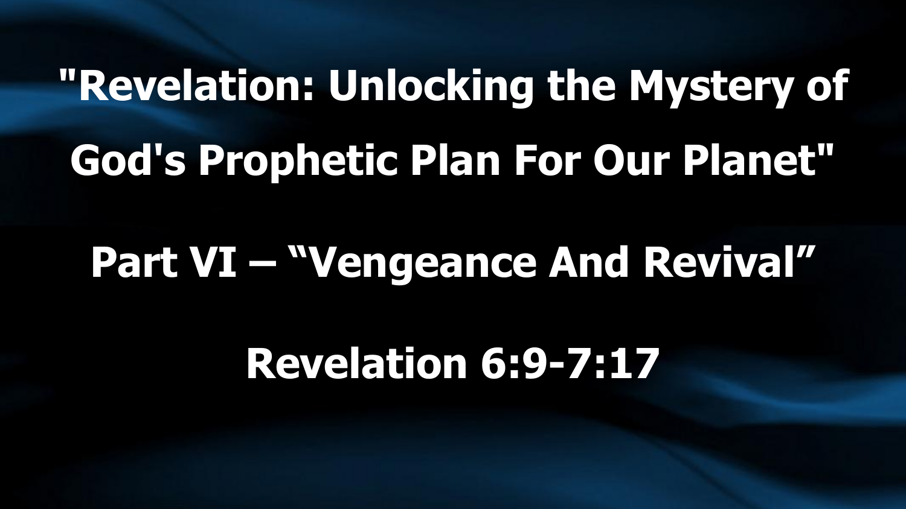# "Revelation: Unlocking the Mystery of God's Prophetic Plan For Our Planet"

## Part VI – "Vengeance And Revival"

## Revelation 6:9-7:17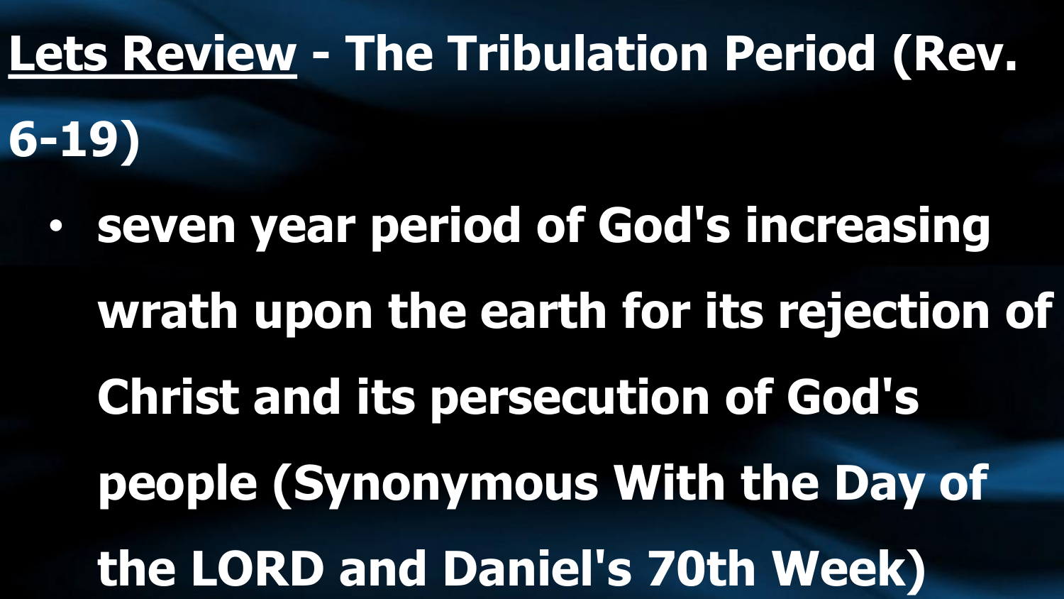# Lets Review - The Tribulation Period (Rev. 6-19)

- seven year period of God's increasing wrath upon the earth for its rejection of Christ and its persecution of God's people (Synonymous With the Day of the LORD and Daniel's 70th Week)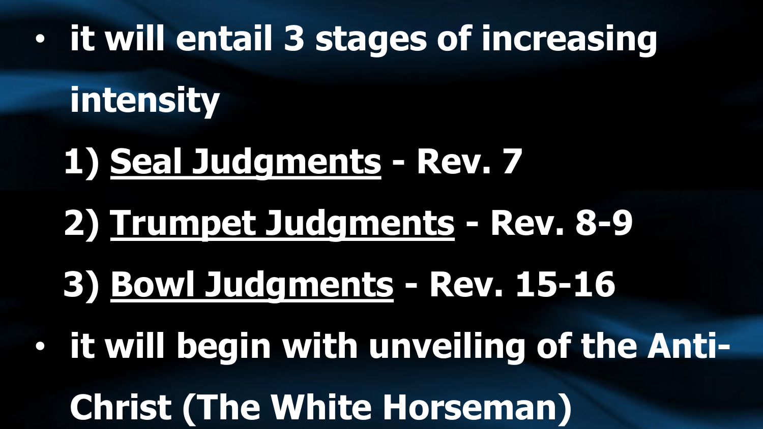- **it will entail 3 stages of increasing intensity**

  **1) <u>Seal Judgments</u> - Rev. 7**

  **2) <u>Trumpet Judgments</u> - Rev. 8-9**

  **3) <u>Bowl Judgments</u> - Rev. 15-16**

- **it will begin with unveiling of the Anti-Christ (The White Horseman)**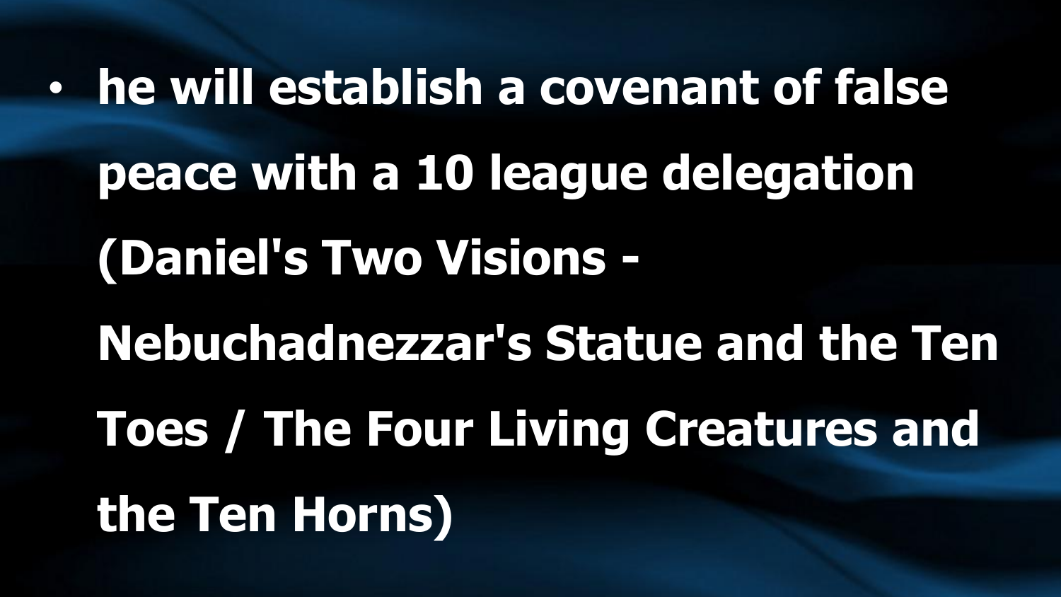- **he will establish a covenant of false peace with a 10 league delegation (Daniel's Two Visions - Nebuchadnezzar's Statue and the Ten Toes / The Four Living Creatures and the Ten Horns)**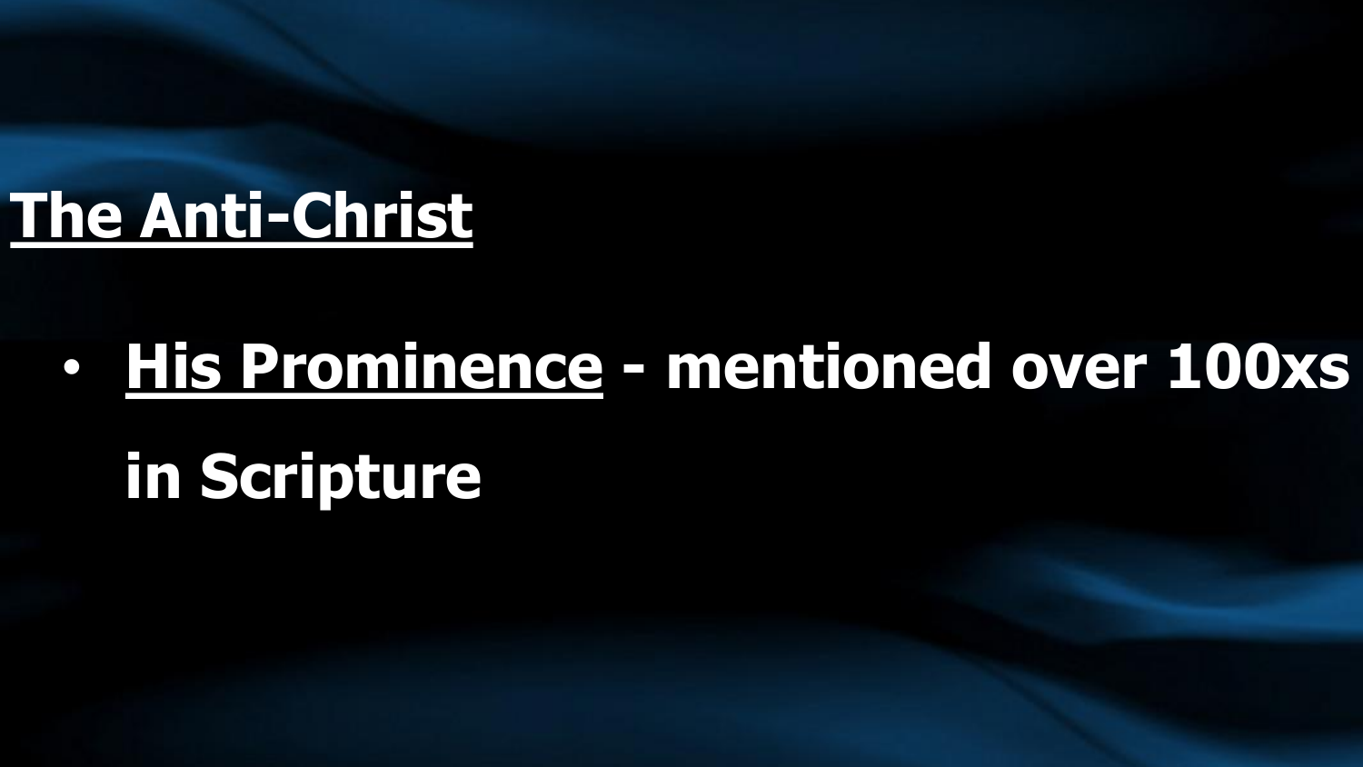## The Anti-Christ

- **His Prominence** - mentioned over 100xs in Scripture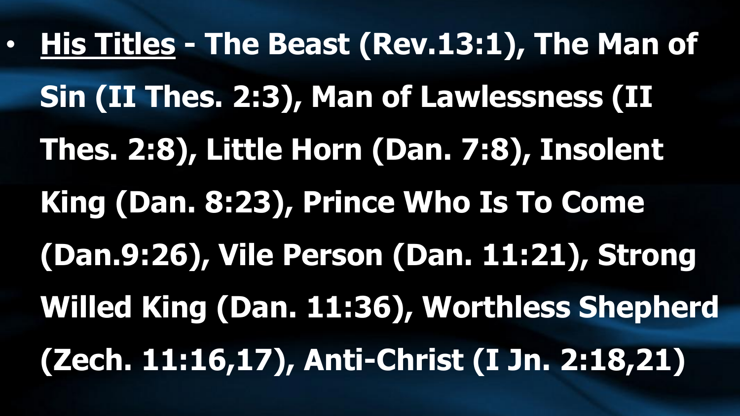- **<u>His Titles</u> - The Beast (Rev.13:1), The Man of Sin (II Thes. 2:3), Man of Lawlessness (II Thes. 2:8), Little Horn (Dan. 7:8), Insolent King (Dan. 8:23), Prince Who Is To Come (Dan.9:26), Vile Person (Dan. 11:21), Strong Willed King (Dan. 11:36), Worthless Shepherd (Zech. 11:16,17), Anti-Christ (I Jn. 2:18,21)**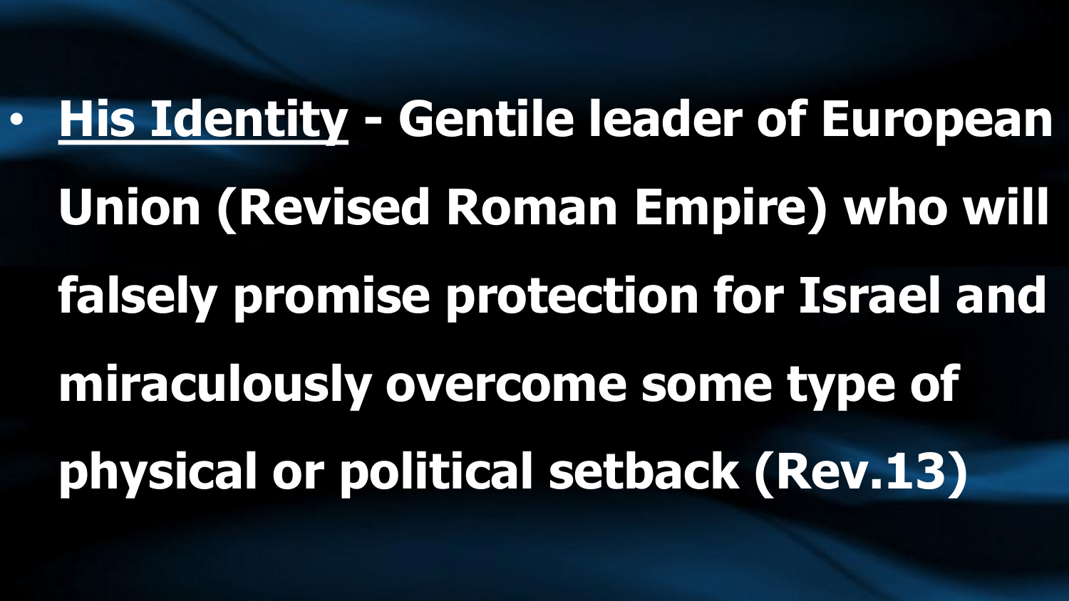- <u>**His Identity**</u> **- Gentile leader of European Union (Revised Roman Empire) who will falsely promise protection for Israel and miraculously overcome some type of physical or political setback (Rev.13)**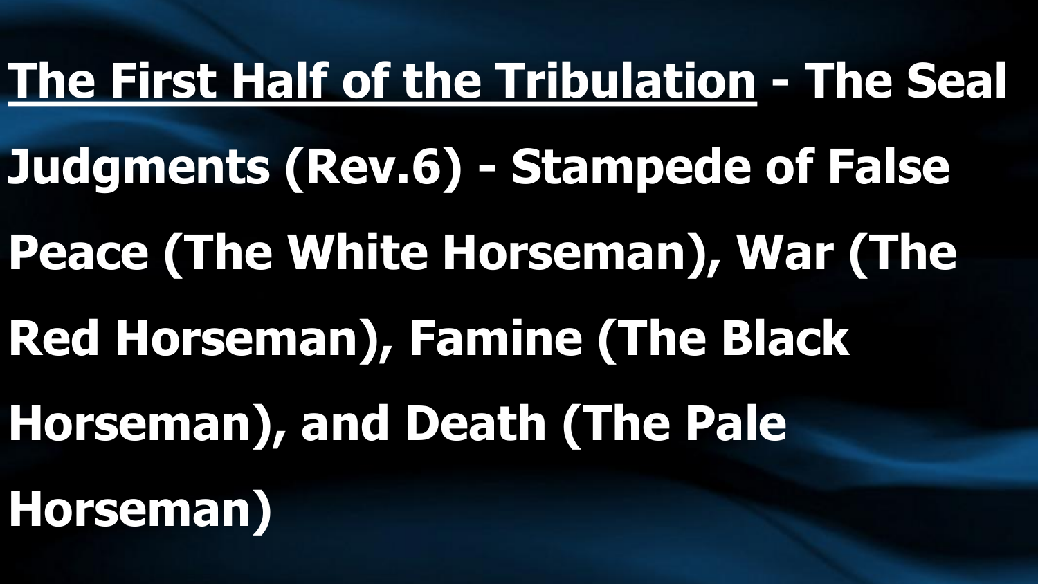**<u>The First Half of the Tribulation</u> - The Seal Judgments (Rev.6) - Stampede of False Peace (The White Horseman), War (The Red Horseman), Famine (The Black Horseman), and Death (The Pale Horseman)**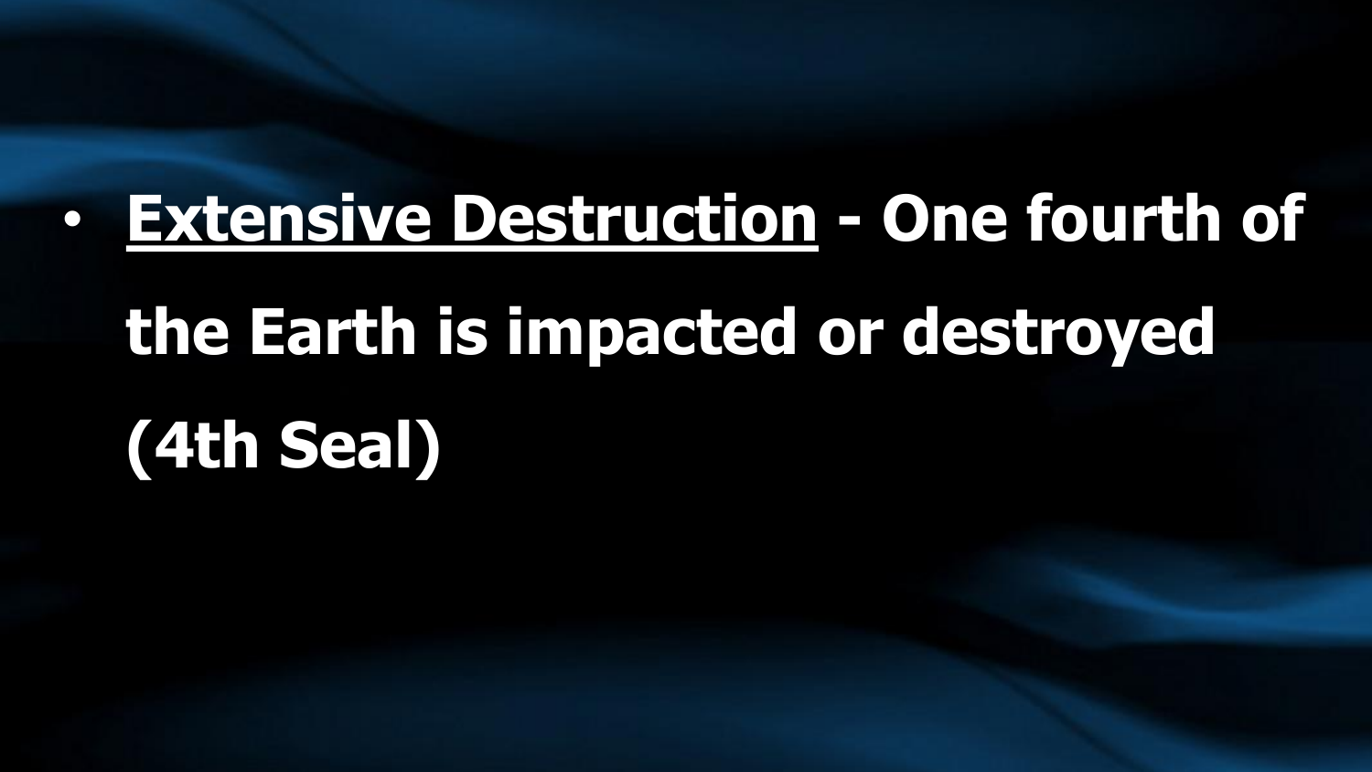- **<u>Extensive Destruction</u> - One fourth of the Earth is impacted or destroyed (4th Seal)**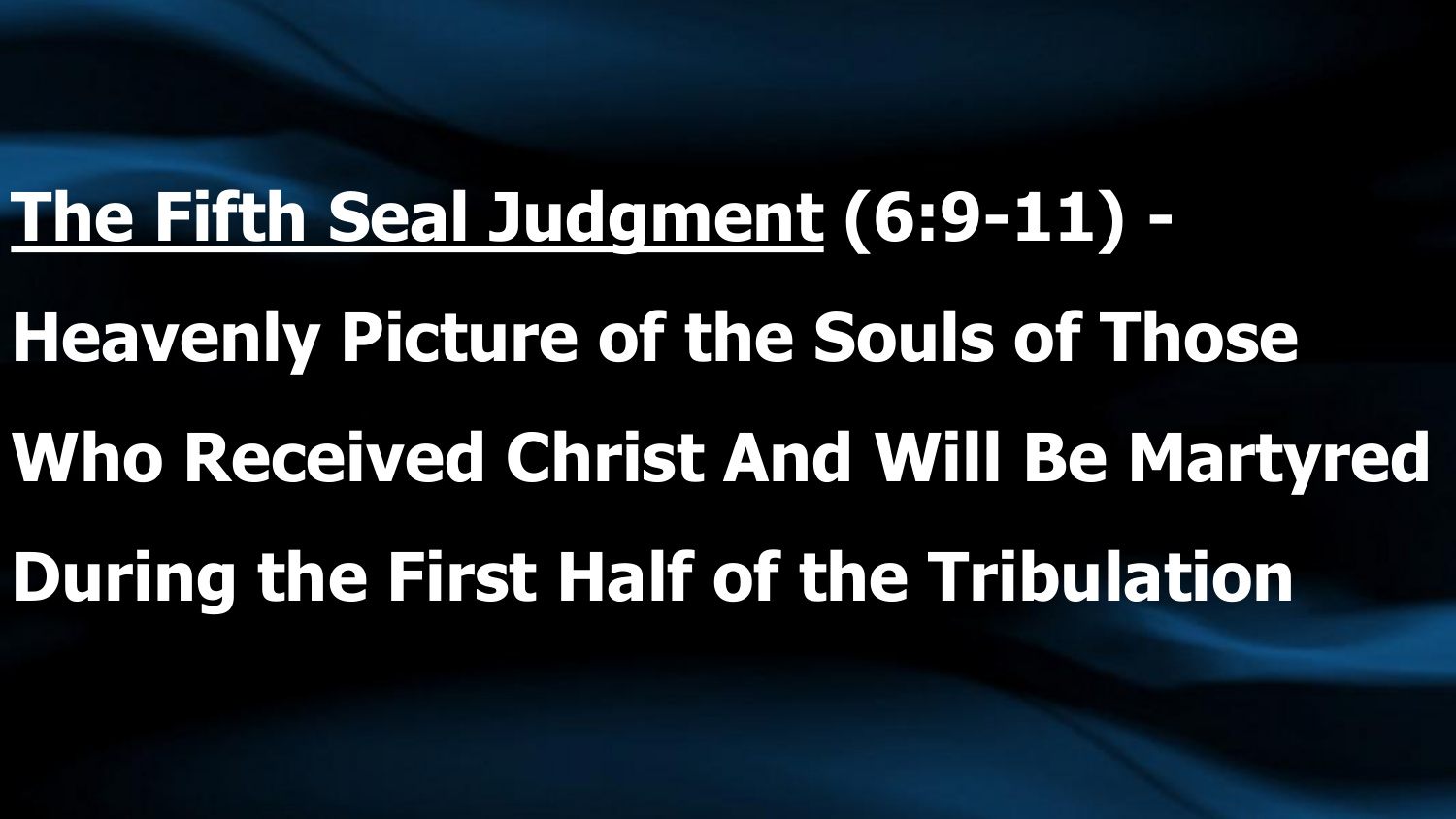<u>The Fifth Seal Judgment</u> (6:9-11) - Heavenly Picture of the Souls of Those Who Received Christ And Will Be Martyred During the First Half of the Tribulation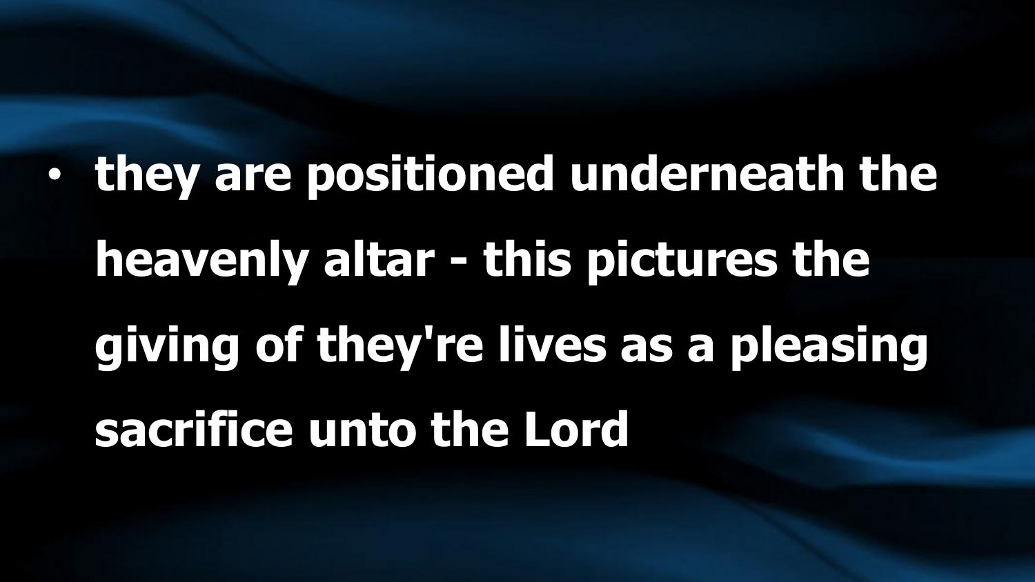- **they are positioned underneath the heavenly altar - this pictures the giving of they're lives as a pleasing sacrifice unto the Lord**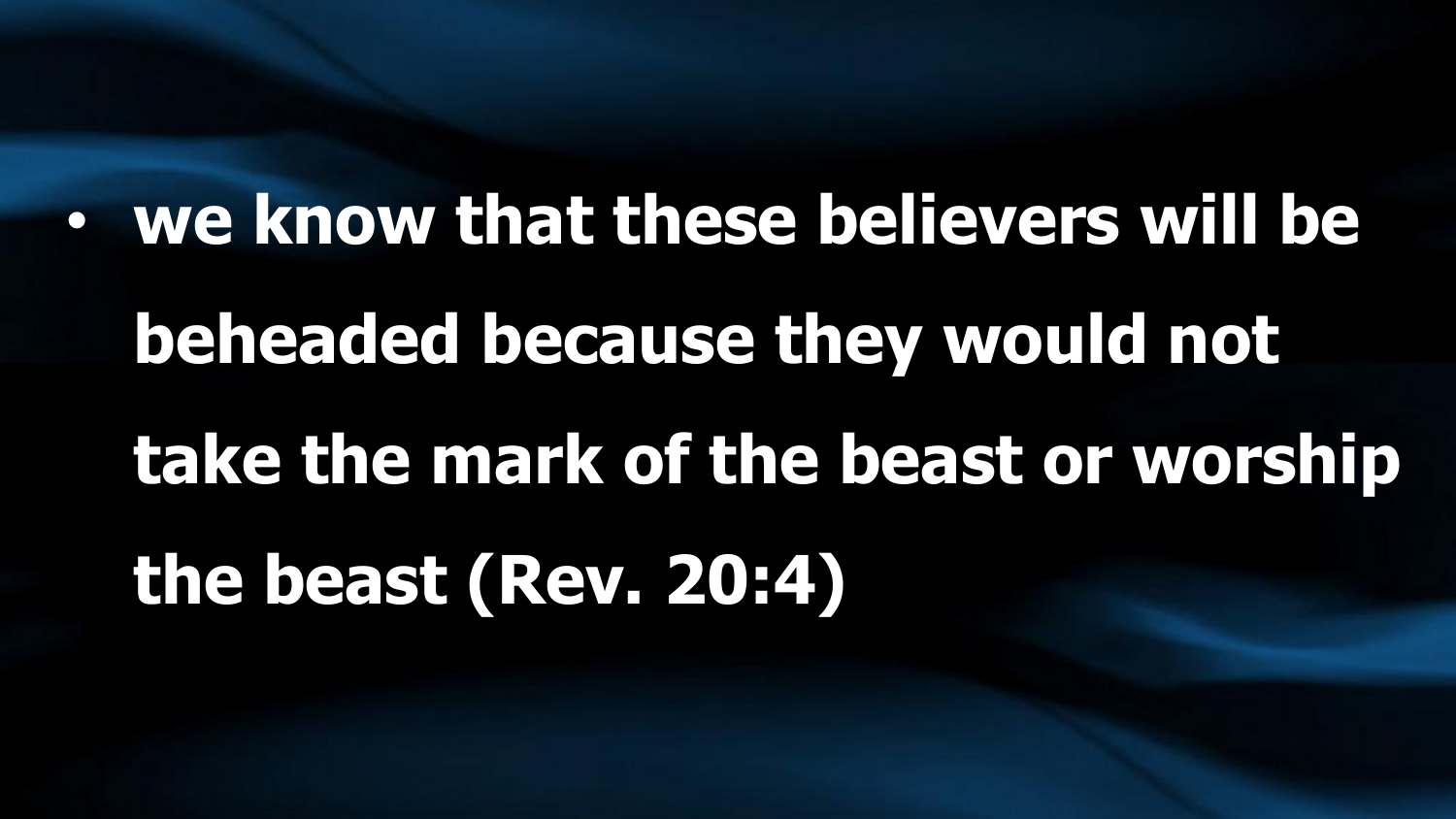- **we know that these believers will be beheaded because they would not take the mark of the beast or worship the beast (Rev. 20:4)**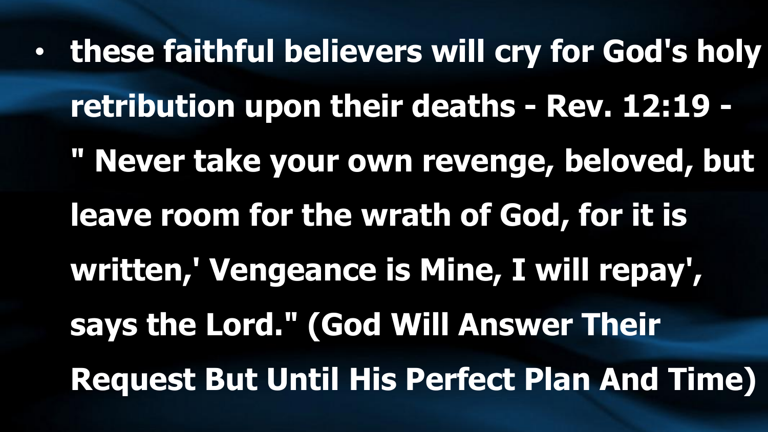- **these faithful believers will cry for God's holy retribution upon their deaths - Rev. 12:19 - " Never take your own revenge, beloved, but leave room for the wrath of God, for it is written,' Vengeance is Mine, I will repay', says the Lord." (God Will Answer Their Request But Until His Perfect Plan And Time)**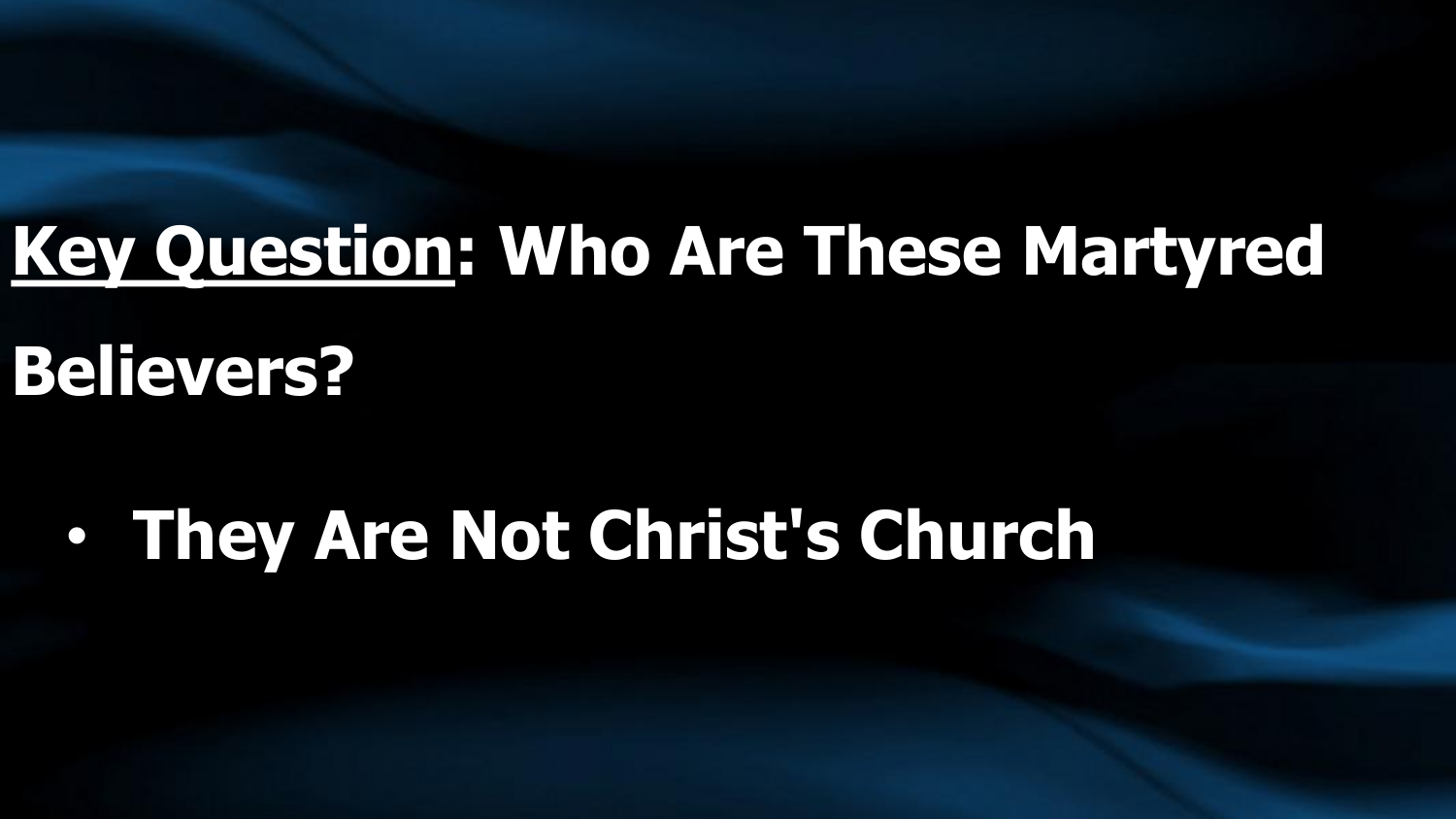**<u>Key Question</u>: Who Are These Martyred Believers?**

- **They Are Not Christ's Church**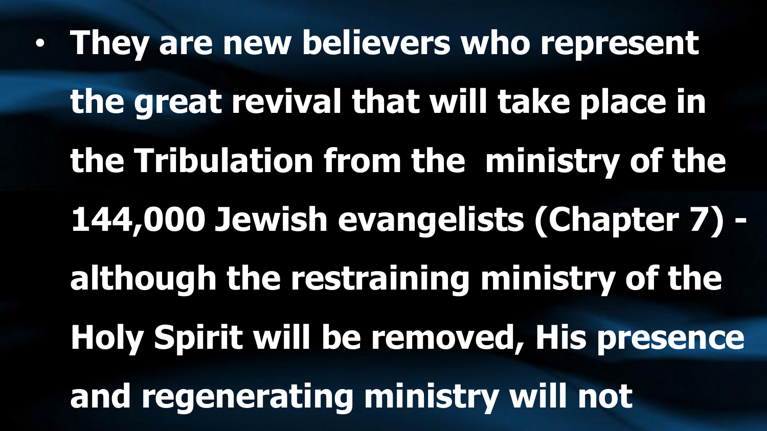- **They are new believers who represent the great revival that will take place in the Tribulation from the ministry of the 144,000 Jewish evangelists (Chapter 7) - although the restraining ministry of the Holy Spirit will be removed, His presence and regenerating ministry will not**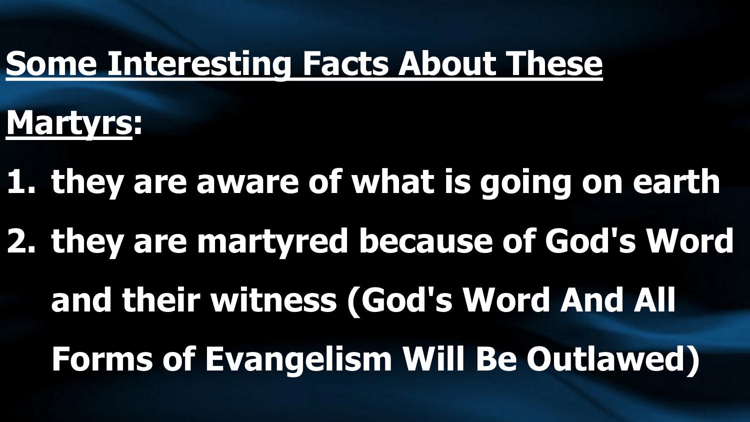## <u>Some Interesting Facts About These Martyrs</u>:

1. they are aware of what is going on earth
2. they are martyred because of God's Word and their witness (God's Word And All Forms of Evangelism Will Be Outlawed)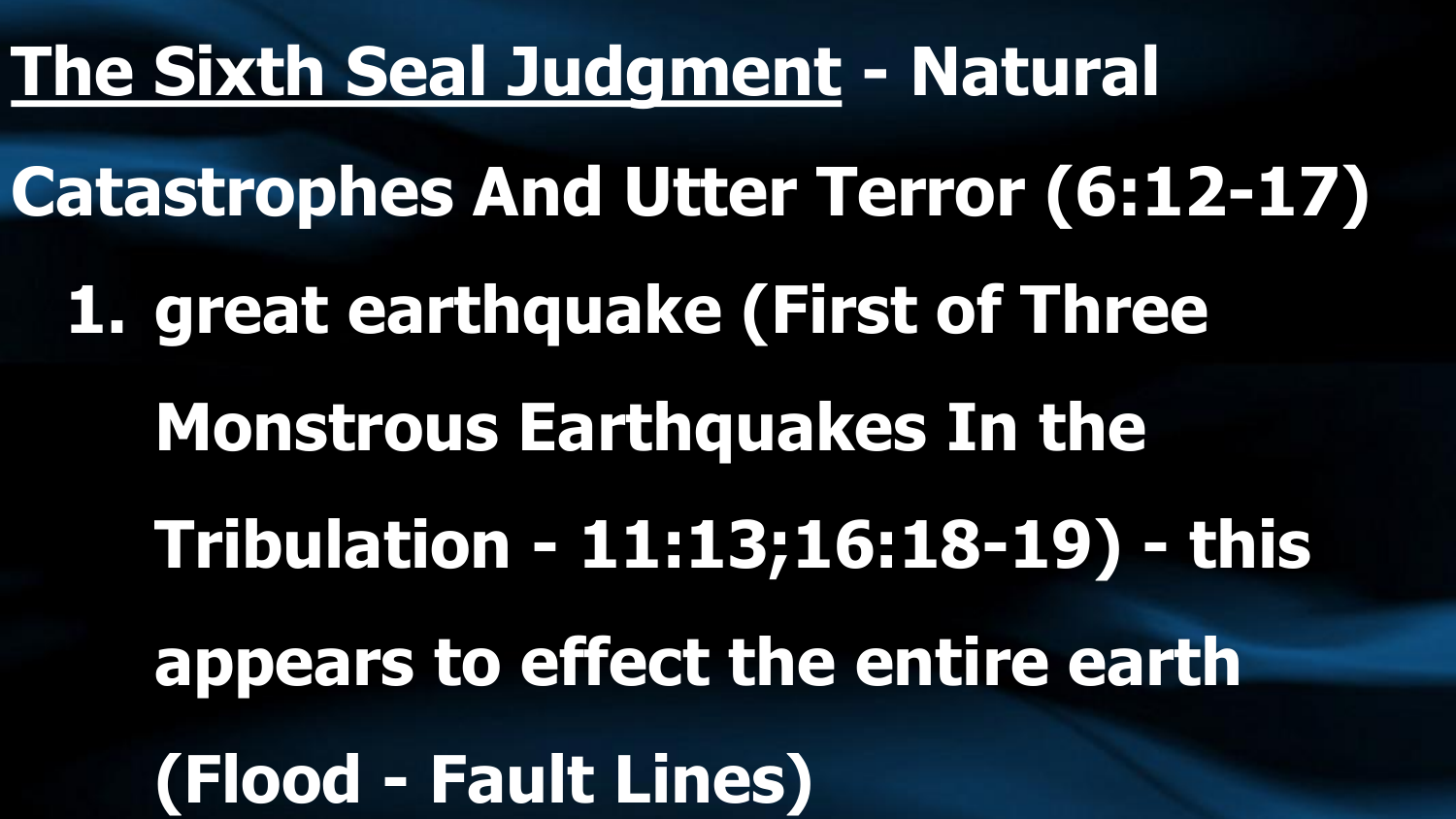**<u>The Sixth Seal Judgment</u> - Natural Catastrophes And Utter Terror (6:12-17)**

1. **great earthquake (First of Three Monstrous Earthquakes In the Tribulation - 11:13;16:18-19) - this appears to effect the entire earth (Flood - Fault Lines)**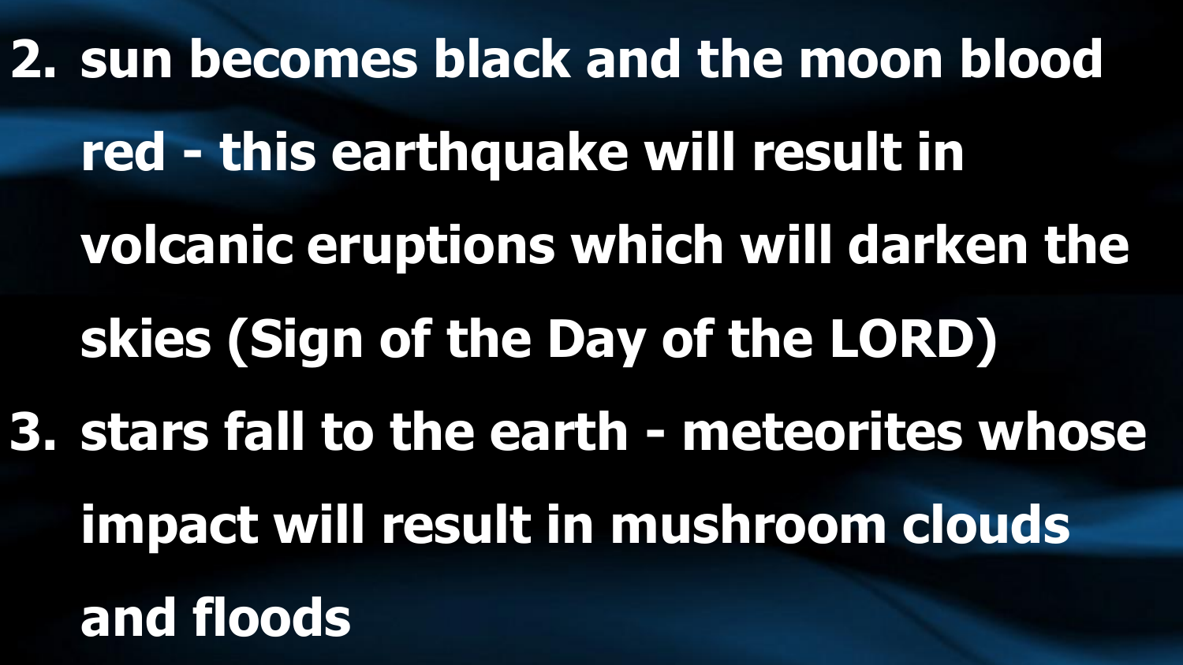2. **sun becomes black and the moon blood red - this earthquake will result in volcanic eruptions which will darken the skies (Sign of the Day of the LORD)**
3. **stars fall to the earth - meteorites whose impact will result in mushroom clouds and floods**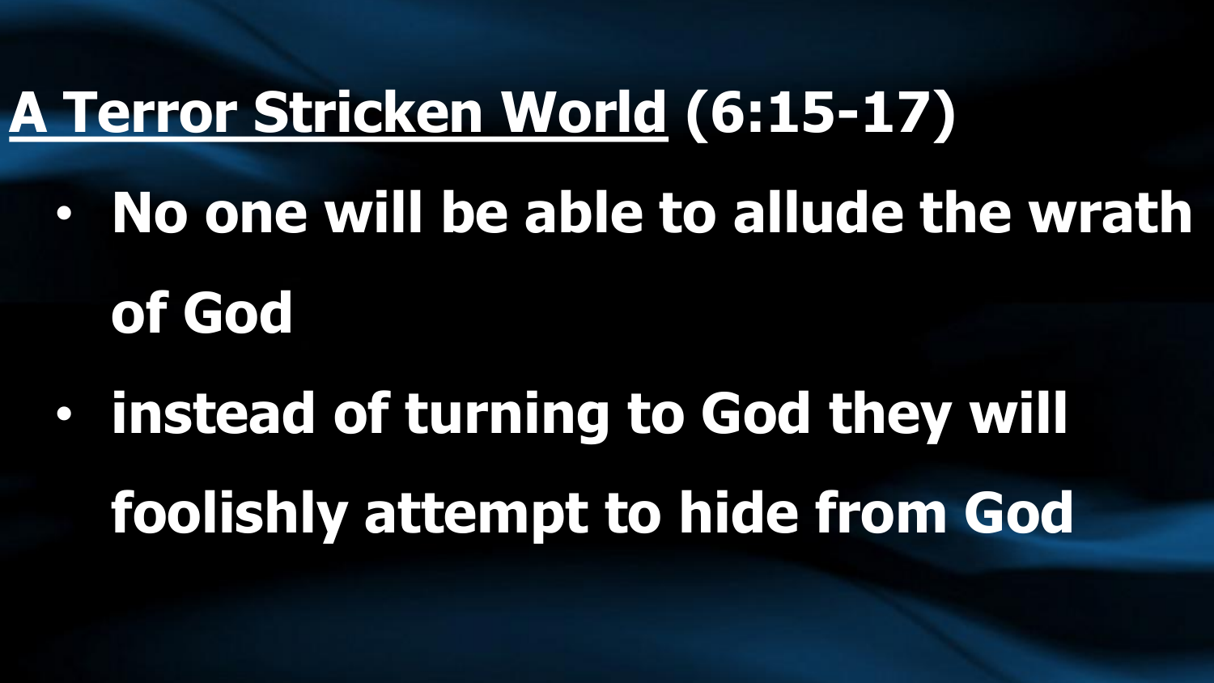# A Terror Stricken World (6:15-17)

- No one will be able to allude the wrath of God
- instead of turning to God they will foolishly attempt to hide from God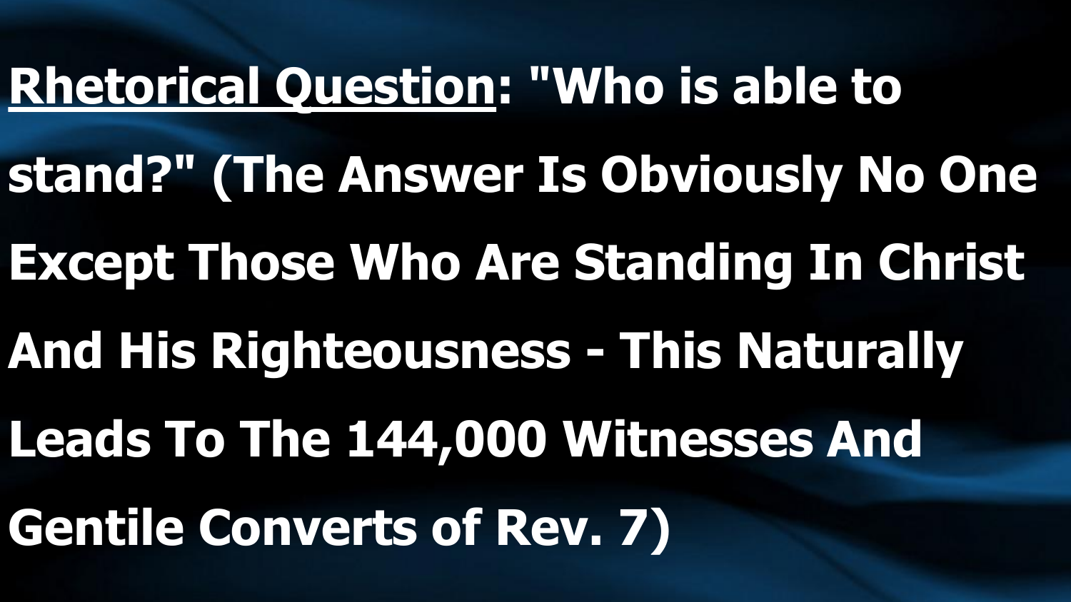**<u>Rhetorical Question</u>: "Who is able to stand?" (The Answer Is Obviously No One Except Those Who Are Standing In Christ And His Righteousness - This Naturally Leads To The 144,000 Witnesses And Gentile Converts of Rev. 7)**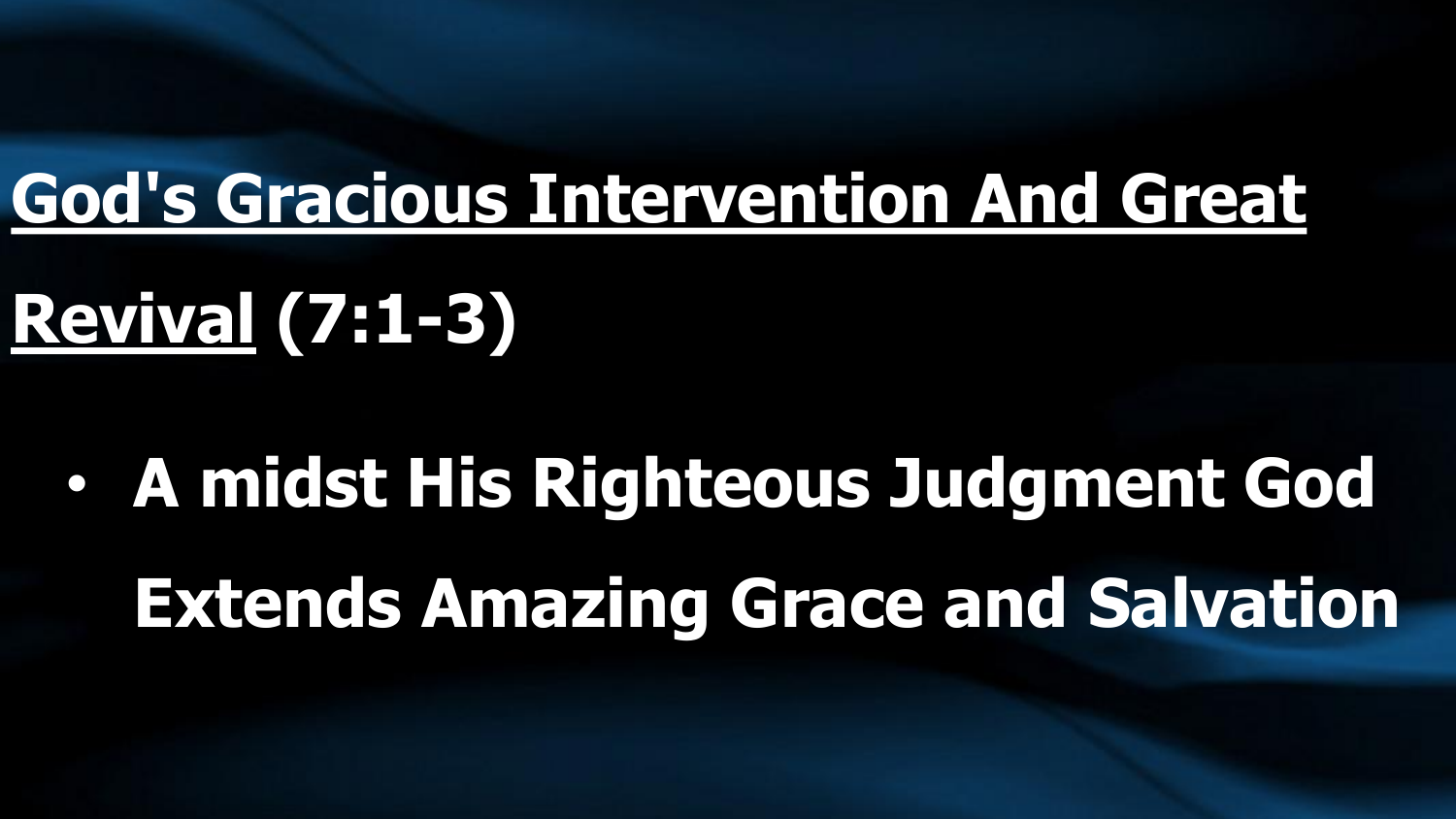## <u>God's Gracious Intervention And Great Revival</u> (7:1-3)

- A midst His Righteous Judgment God Extends Amazing Grace and Salvation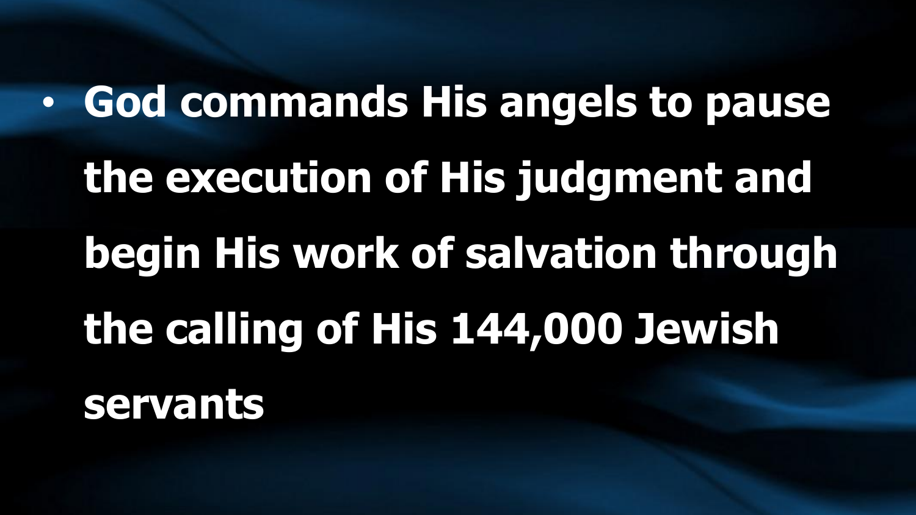- **God commands His angels to pause the execution of His judgment and begin His work of salvation through the calling of His 144,000 Jewish servants**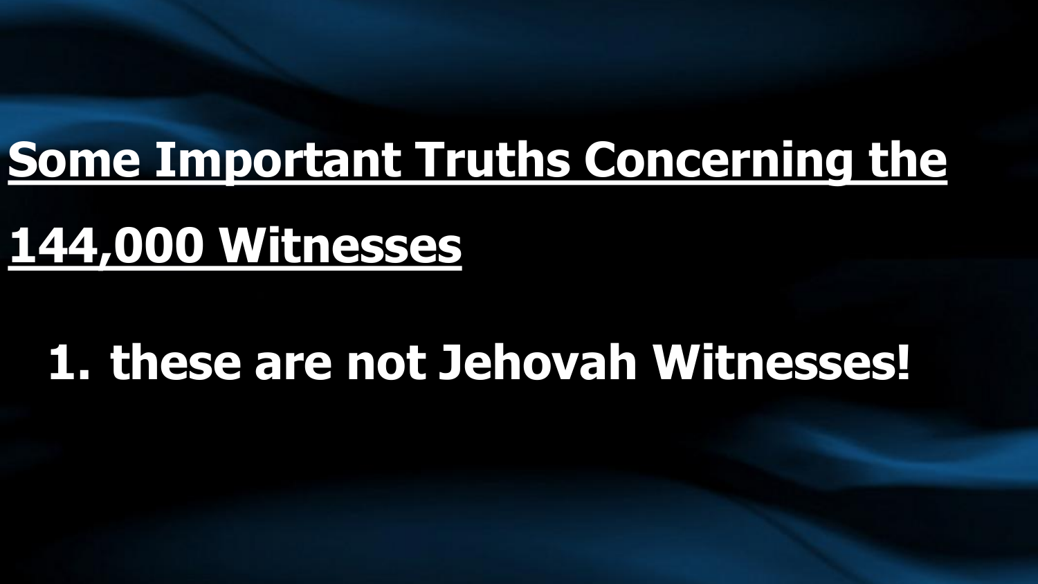# Some Important Truths Concerning the 144,000 Witnesses

1. these are not Jehovah Witnesses!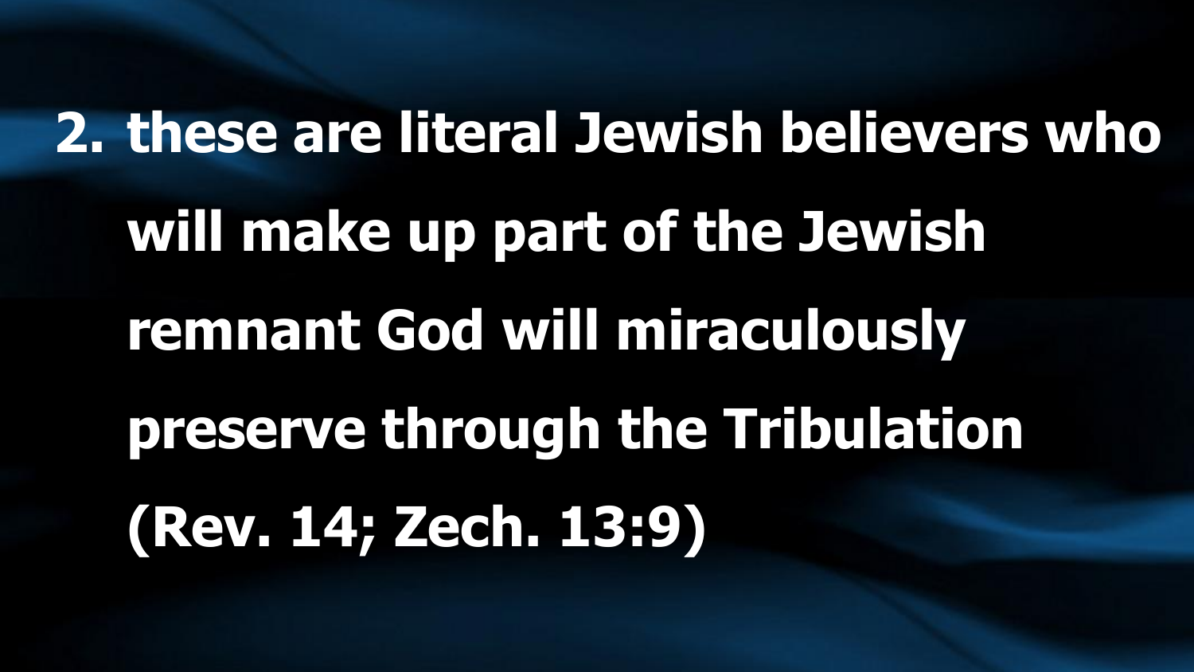2. these are literal Jewish believers who will make up part of the Jewish remnant God will miraculously preserve through the Tribulation (Rev. 14; Zech. 13:9)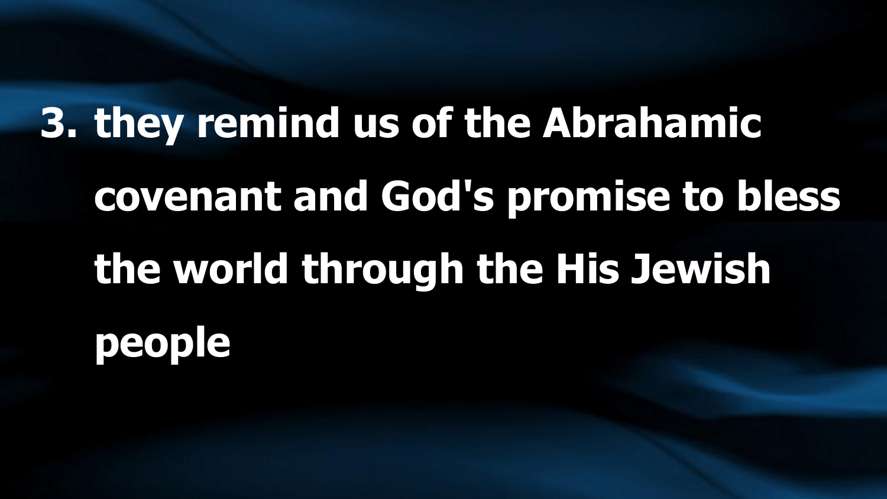3. they remind us of the Abrahamic covenant and God's promise to bless the world through the His Jewish people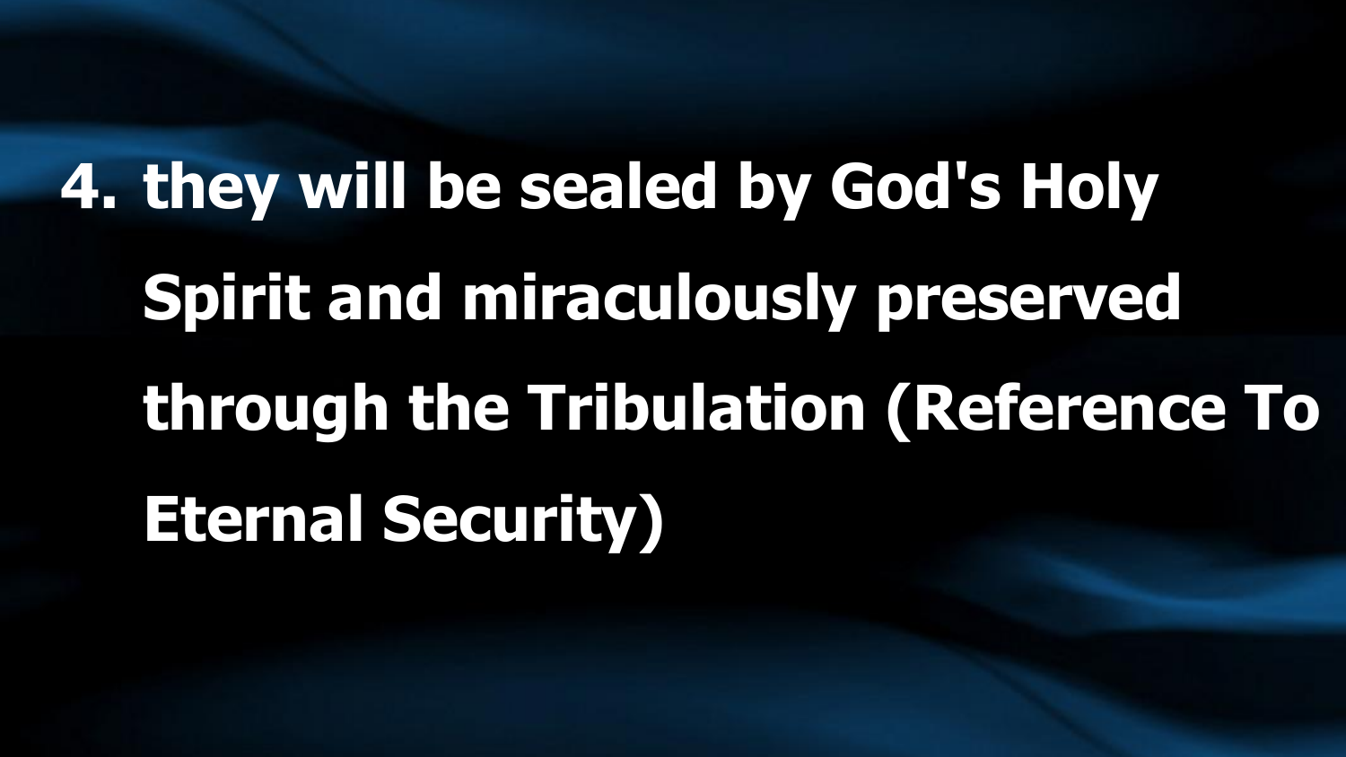4. **they will be sealed by God's Holy Spirit and miraculously preserved through the Tribulation (Reference To Eternal Security)**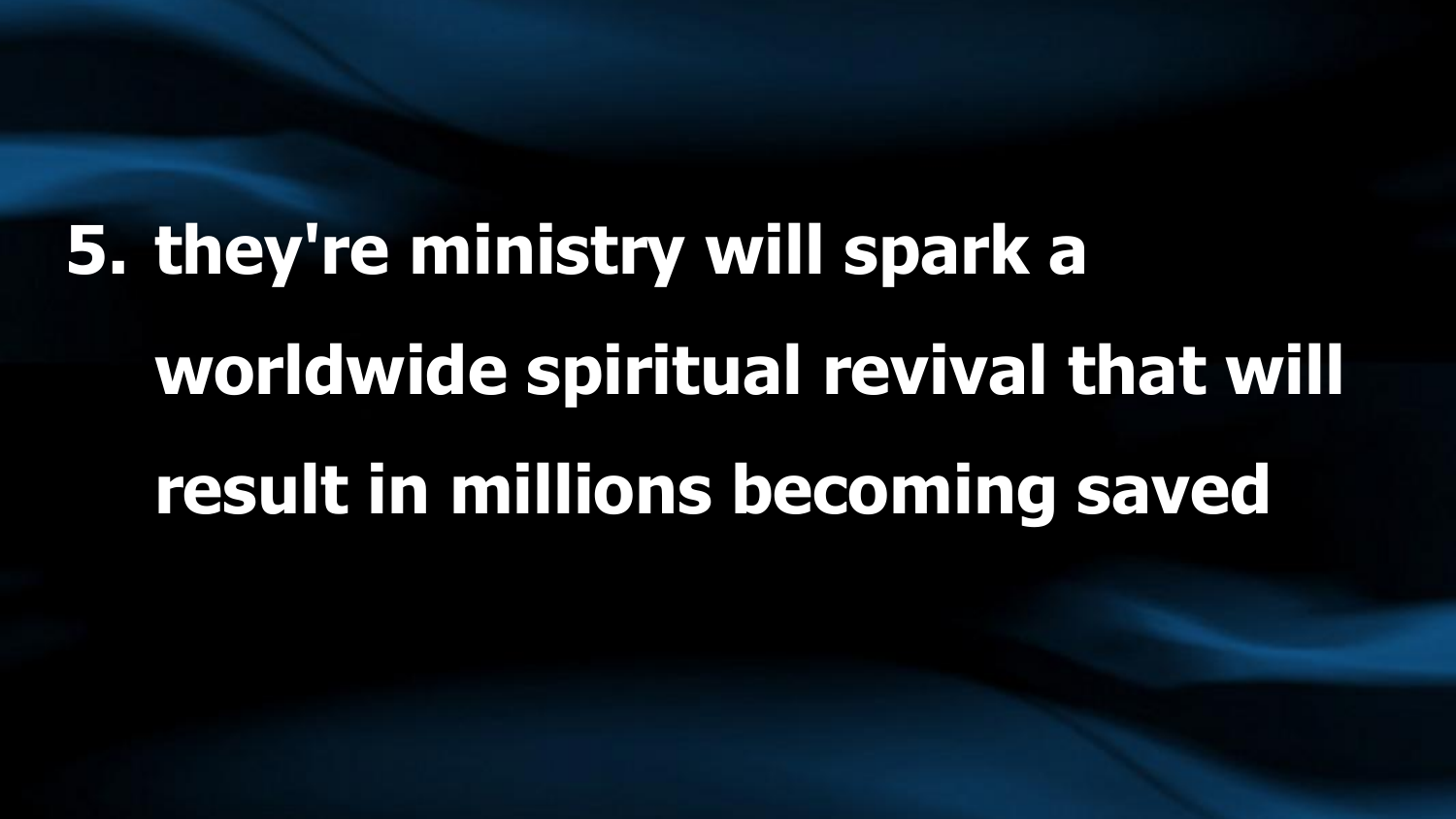5. they're ministry will spark a worldwide spiritual revival that will result in millions becoming saved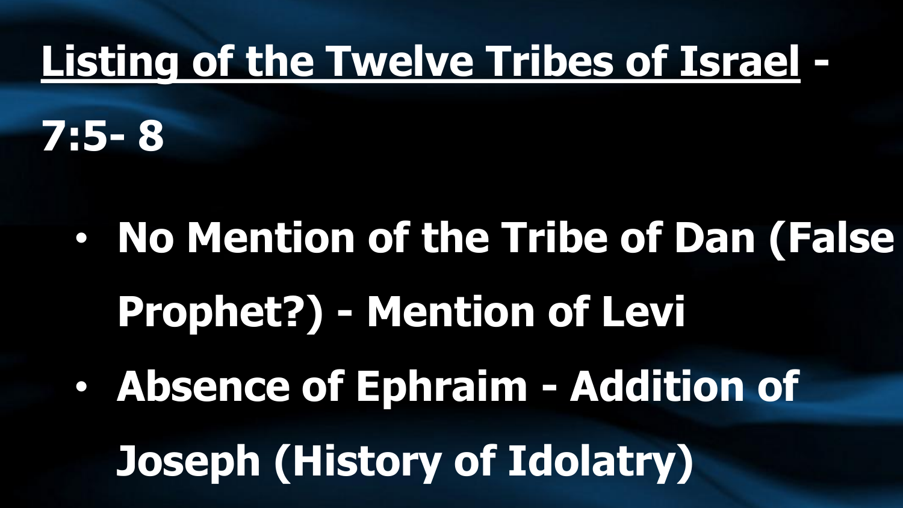# <u>Listing of the Twelve Tribes of Israel</u> - 7:5- 8

- **No Mention of the Tribe of Dan (False Prophet?) - Mention of Levi**
- **Absence of Ephraim - Addition of Joseph (History of Idolatry)**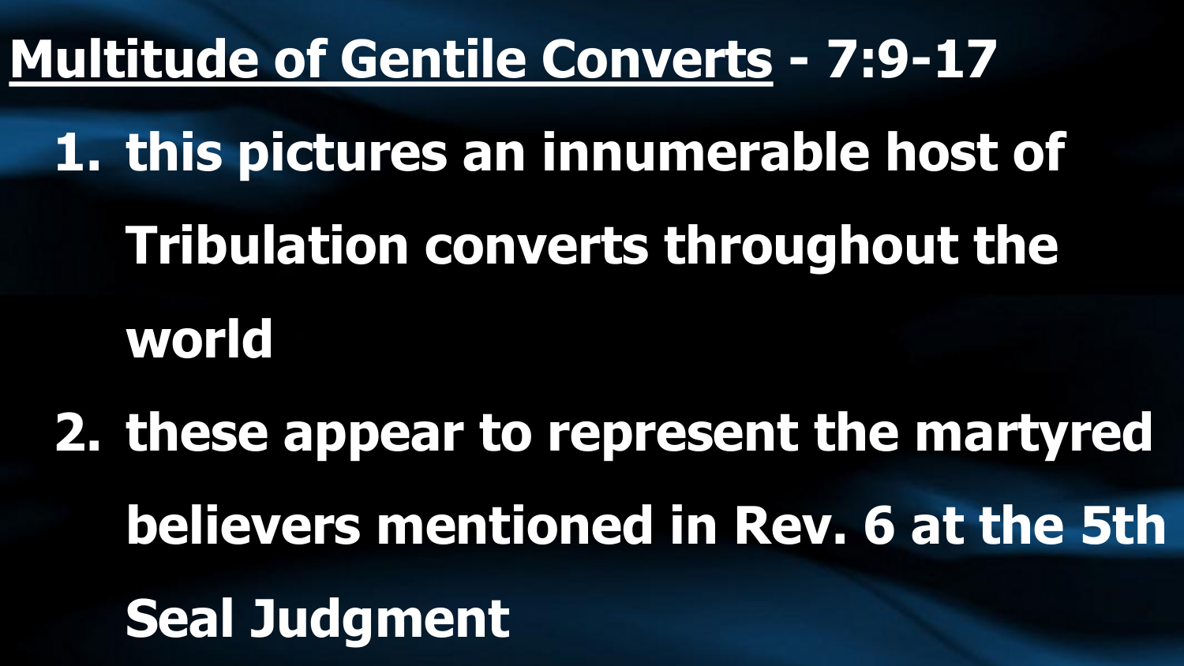**Multitude of Gentile Converts** - 7:9-17

1. this pictures an innumerable host of Tribulation converts throughout the world
2. these appear to represent the martyred believers mentioned in Rev. 6 at the 5th Seal Judgment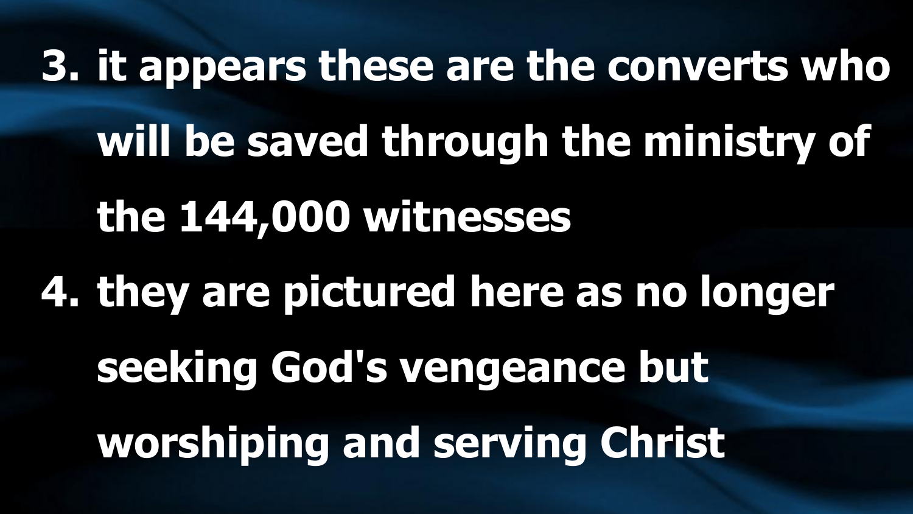3. it appears these are the converts who will be saved through the ministry of the 144,000 witnesses
4. they are pictured here as no longer seeking God's vengeance but worshiping and serving Christ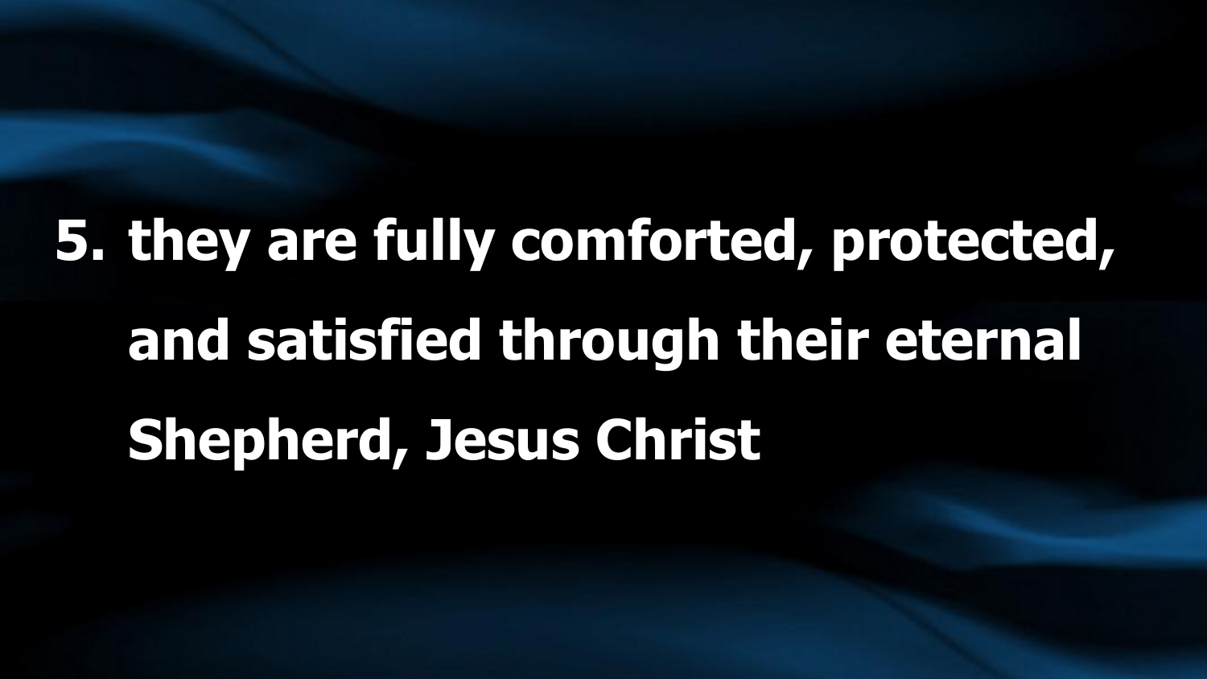5. **they are fully comforted, protected, and satisfied through their eternal Shepherd, Jesus Christ**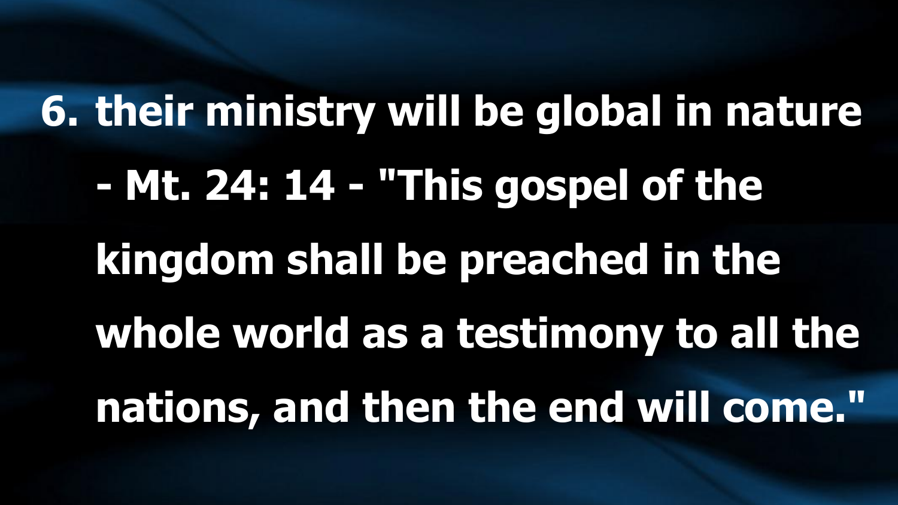6. **their ministry will be global in nature - Mt. 24: 14 - "This gospel of the kingdom shall be preached in the whole world as a testimony to all the nations, and then the end will come."**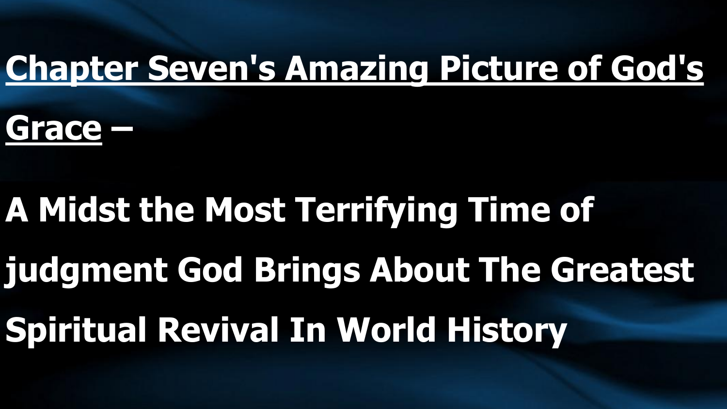# <u>Chapter Seven's Amazing Picture of God's Grace</u> –

**A Midst the Most Terrifying Time of judgment God Brings About The Greatest Spiritual Revival In World History**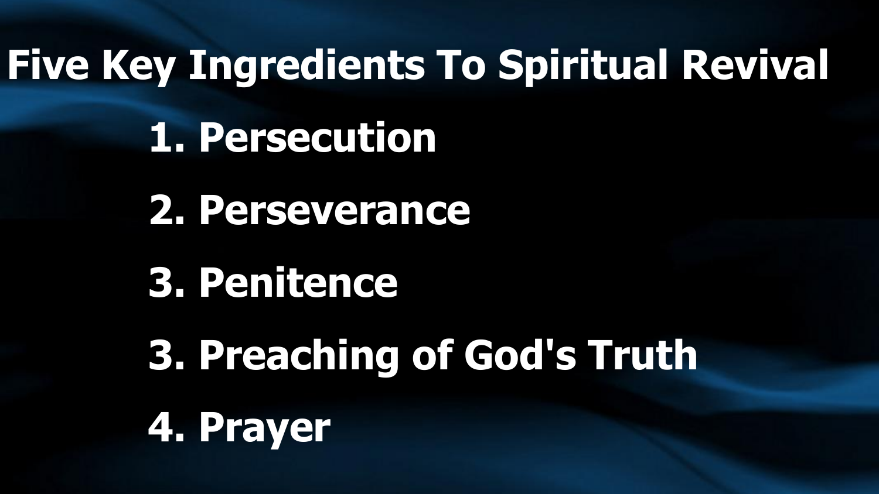# Five Key Ingredients To Spiritual Revival

1. Persecution

2. Perseverance

3. Penitence

3. Preaching of God's Truth

4. Prayer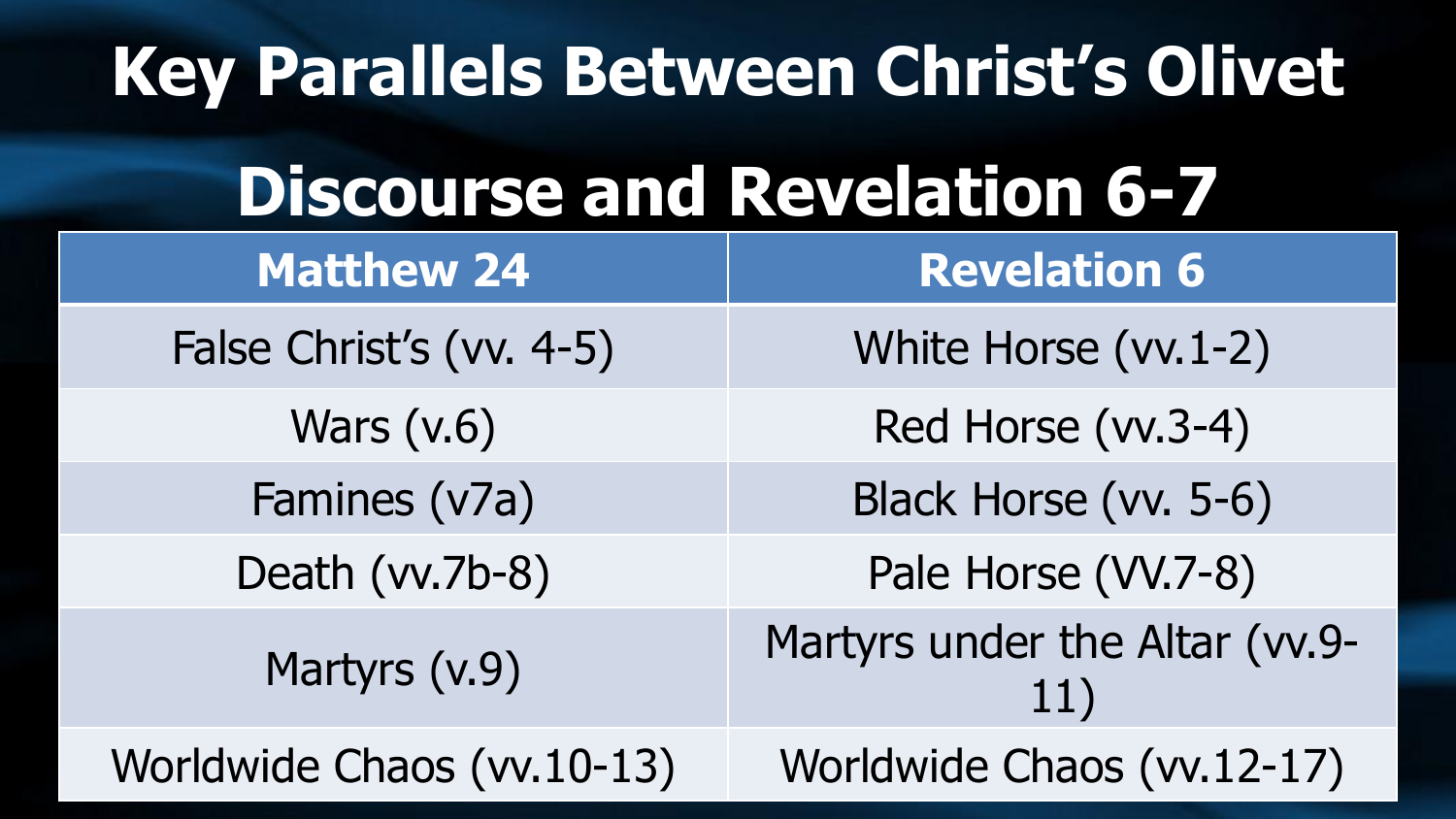# Key Parallels Between Christ's Olivet Discourse and Revelation 6-7

| Matthew 24 | Revelation 6 |
| --- | --- |
| False Christ's (vv. 4-5) | White Horse (vv.1-2) |
| Wars (v.6) | Red Horse (vv.3-4) |
| Famines (v7a) | Black Horse (vv. 5-6) |
| Death (vv.7b-8) | Pale Horse (VV.7-8) |
| Martyrs (v.9) | Martyrs under the Altar (vv.9-11) |
| Worldwide Chaos (vv.10-13) | Worldwide Chaos (vv.12-17) |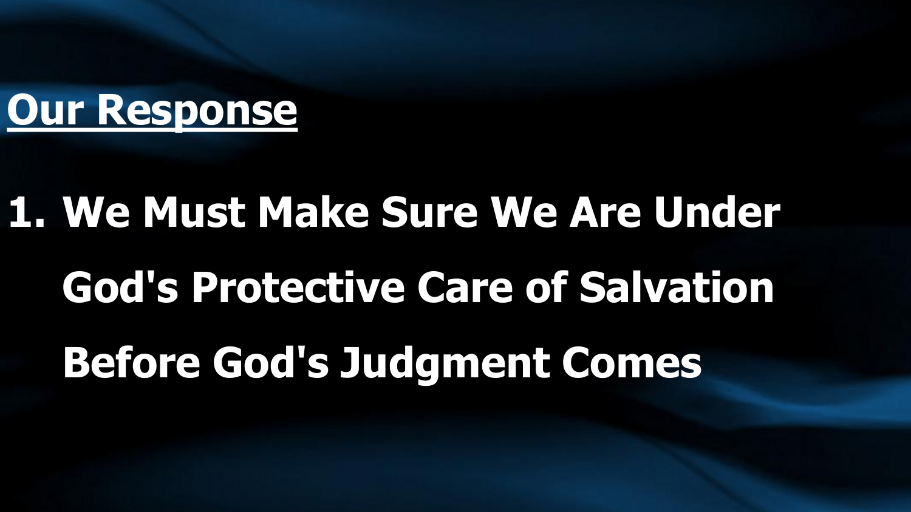## Our Response

1. We Must Make Sure We Are Under God's Protective Care of Salvation Before God's Judgment Comes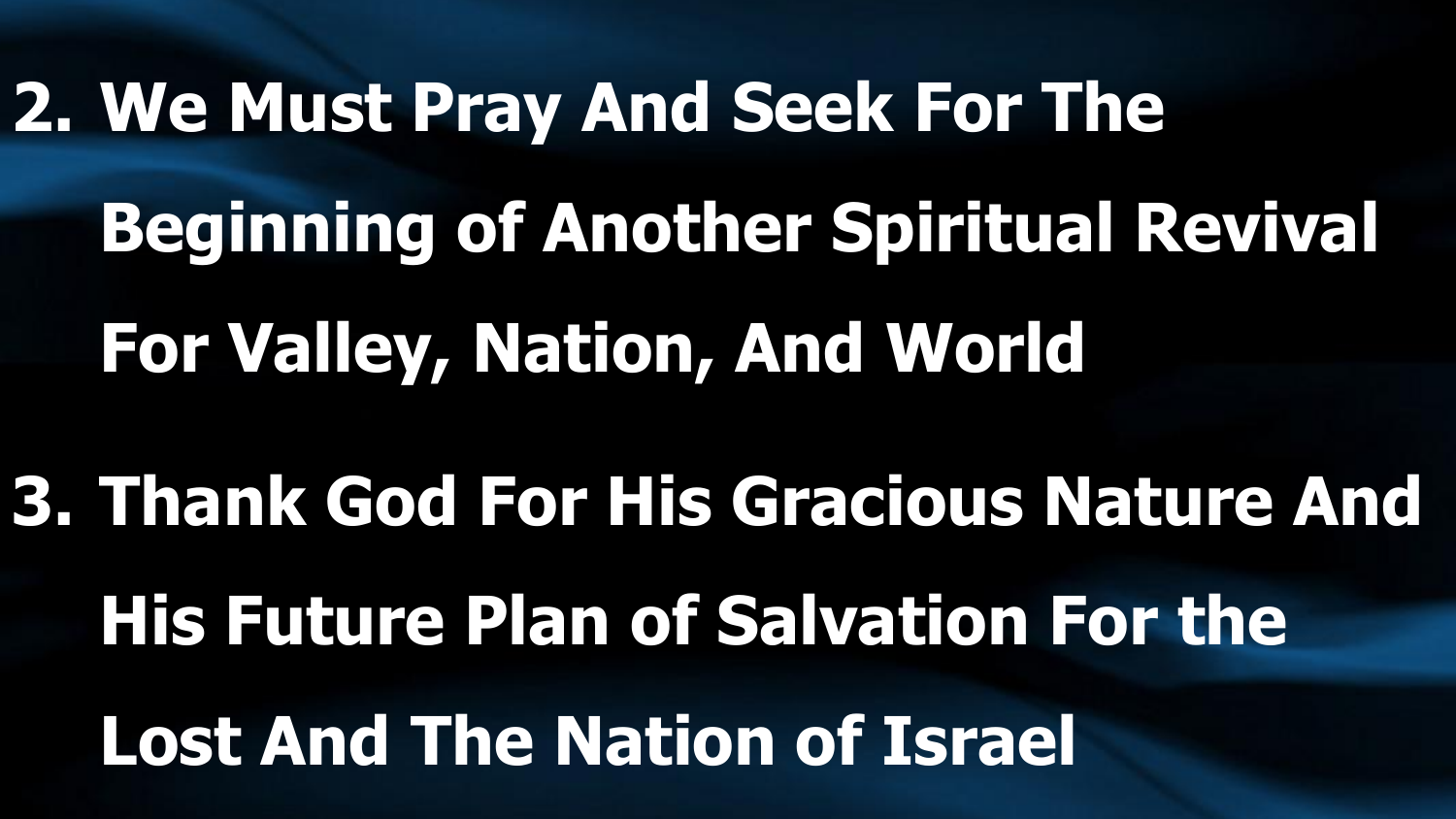2. **We Must Pray And Seek For The Beginning of Another Spiritual Revival For Valley, Nation, And World**
3. **Thank God For His Gracious Nature And His Future Plan of Salvation For the Lost And The Nation of Israel**